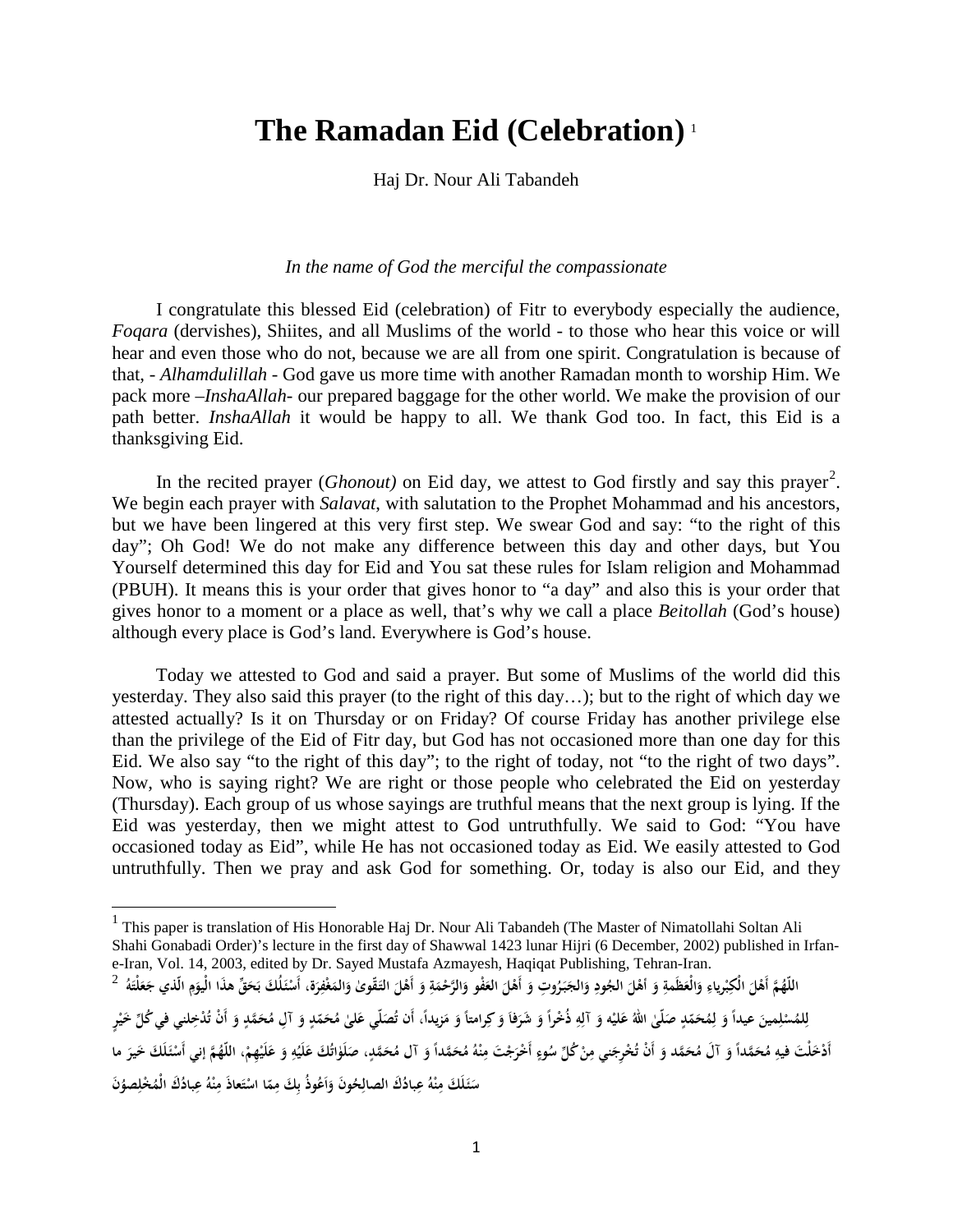# The Ramadan Eid (Celebration)[1]

Haj Dr. Nour Ali Tabandeh

*In the name of God the merciful the compassionate*

I congratulate this blessed Eid (celebration) of Fitr to everybody especially the audience, *Foqara* (dervishes), Shiites, and all Muslims of the world - to those who hear this voice or will hear and even those who do not, because we are all from one spirit. Congratulation is because of that, - *Alhamdulillah* - God gave us more time with another Ramadan month to worship Him. We pack more –*InshaAllah*- our prepared baggage for the other world. We make the provision of our path better. *InshaAllah* it would be happy to all. We thank God too. In fact, this Eid is a thanksgiving Eid.

In the recited prayer (*Ghonout)* on Eid day, we attest to God firstly and say this prayer[2]. We begin each prayer with *Salavat*, with salutation to the Prophet Mohammad and his ancestors, but we have been lingered at this very first step. We swear God and say: "to the right of this day"; Oh God! We do not make any difference between this day and other days, but You Yourself determined this day for Eid and You sat these rules for Islam religion and Mohammad (PBUH). It means this is your order that gives honor to "a day" and also this is your order that gives honor to a moment or a place as well, that's why we call a place *Beitollah* (God's house) although every place is God's land. Everywhere is God's house.

Today we attested to God and said a prayer. But some of Muslims of the world did this yesterday. They also said this prayer (to the right of this day…); but to the right of which day we attested actually? Is it on Thursday or on Friday? Of course Friday has another privilege else than the privilege of the Eid of Fitr day, but God has not occasioned more than one day for this Eid. We also say "to the right of this day"; to the right of today, not "to the right of two days". Now, who is saying right? We are right or those people who celebrated the Eid on yesterday (Thursday). Each group of us whose sayings are truthful means that the next group is lying. If the Eid was yesterday, then we might attest to God untruthfully. We said to God: "You have occasioned today as Eid", while He has not occasioned today as Eid. We easily attested to God untruthfully. Then we pray and ask God for something. Or, today is also our Eid, and they

---

[1] This paper is translation of His Honorable Haj Dr. Nour Ali Tabandeh (The Master of Nimatollahi Soltan Ali Shahi Gonabadi Order)'s lecture in the first day of Shawwal 1423 lunar Hijri (6 December, 2002) published in Irfan-e-Iran, Vol. 14, 2003, edited by Dr. Sayed Mustafa Azmayesh, Haqiqat Publishing, Tehran-Iran.

[2] اللّهُمَّ أَهلَ الْكِبْرِياءِ وَالْعَظَمةِ وَ أهْلَ الجُودِ وَالجَبَرُوتِ وَ أَهلَ العَفْوِ وَالرَّحْمَةِ وَ أَهْلَ التَقْوىٰ وَالمَغْفِرَة، أَسْئَلُكَ بَحَقِّ هذَا الْيَومِ الّذي جَعَلْتَهُ لِلمُسْلِمينَ عيداً وَ لِمُحَمّدٍ صَلّىٰ اللهُ عَليْه وَ آلِهِ ذُخْراً وَ شَرَفاً وَ كِراماتاً وَ مَزيداً، أَن تُصَلّي عَلىٰ مُحَمّدٍ وَ آلِ مُحَمَّدٍ وَ أَنْ تُدْخِلني في كُلِّ خَيْرٍ أَدْخَلْتَ فيهِ مُحَمَّداً وَ آلَ مُحَمَّد وَ أَنْ تُخْرِجَني مِنْ كُلِّ سُوءٍ أَخْرَجْتَ مِنْهُ مُحَمّداً وَ آل مُحَمَّدٍ، صَلَوٰاتُكَ عَلَيْهِ وَ عَلَيْهِمْ، اللّهُمَّ إني أَسْئَلَكَ خَيرَ ما سَئَلَكَ مِنْهُ عِبادُكَ الصالِحُونَ وَاَعُوذُ بِكَ مِمّا اسْتَعاذَ مِنْهُ عِبادُكَ الْمُخْلِصُوْنَ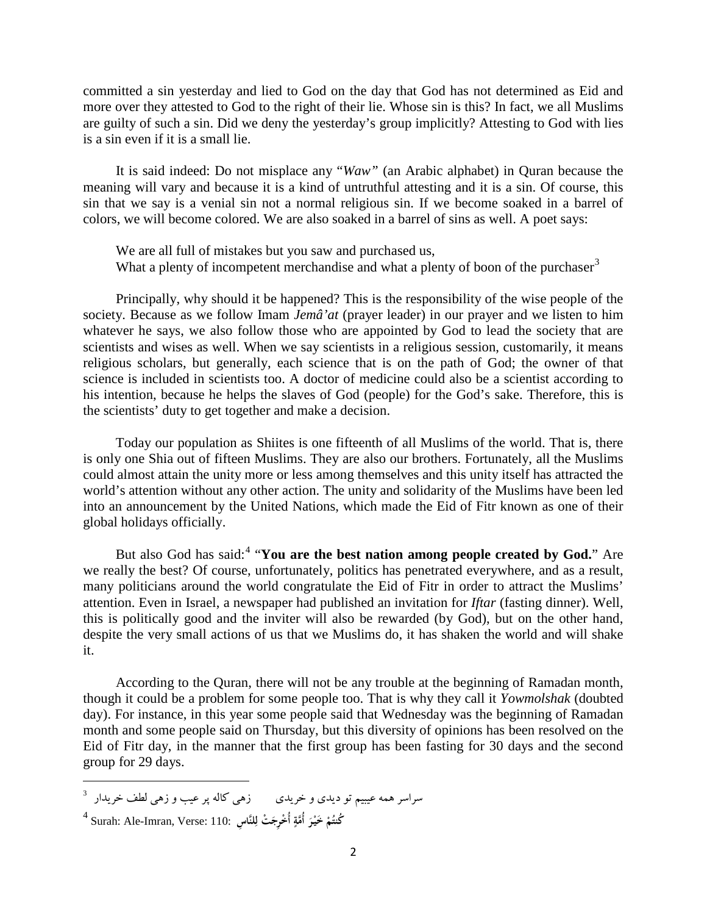committed a sin yesterday and lied to God on the day that God has not determined as Eid and more over they attested to God to the right of their lie. Whose sin is this? In fact, we all Muslims are guilty of such a sin. Did we deny the yesterday's group implicitly? Attesting to God with lies is a sin even if it is a small lie.

It is said indeed: Do not misplace any "*Waw"* (an Arabic alphabet) in Quran because the meaning will vary and because it is a kind of untruthful attesting and it is a sin. Of course, this sin that we say is a venial sin not a normal religious sin. If we become soaked in a barrel of colors, we will become colored. We are also soaked in a barrel of sins as well. A poet says:

We are all full of mistakes but you saw and purchased us,
What a plenty of incompetent merchandise and what a plenty of boon of the purchaser[3]

Principally, why should it be happened? This is the responsibility of the wise people of the society. Because as we follow Imam *Jemâ'at* (prayer leader) in our prayer and we listen to him whatever he says, we also follow those who are appointed by God to lead the society that are scientists and wises as well. When we say scientists in a religious session, customarily, it means religious scholars, but generally, each science that is on the path of God; the owner of that science is included in scientists too. A doctor of medicine could also be a scientist according to his intention, because he helps the slaves of God (people) for the God's sake. Therefore, this is the scientists' duty to get together and make a decision.

Today our population as Shiites is one fifteenth of all Muslims of the world. That is, there is only one Shia out of fifteen Muslims. They are also our brothers. Fortunately, all the Muslims could almost attain the unity more or less among themselves and this unity itself has attracted the world's attention without any other action. The unity and solidarity of the Muslims have been led into an announcement by the United Nations, which made the Eid of Fitr known as one of their global holidays officially.

But also God has said:[4] "**You are the best nation among people created by God.**" Are we really the best? Of course, unfortunately, politics has penetrated everywhere, and as a result, many politicians around the world congratulate the Eid of Fitr in order to attract the Muslims' attention. Even in Israel, a newspaper had published an invitation for *Iftar* (fasting dinner). Well, this is politically good and the inviter will also be rewarded (by God), but on the other hand, despite the very small actions of us that we Muslims do, it has shaken the world and will shake it.

According to the Quran, there will not be any trouble at the beginning of Ramadan month, though it could be a problem for some people too. That is why they call it *Yowmolshak* (doubted day). For instance, in this year some people said that Wednesday was the beginning of Ramadan month and some people said on Thursday, but this diversity of opinions has been resolved on the Eid of Fitr day, in the manner that the first group has been fasting for 30 days and the second group for 29 days.

---

[3] سراسر همه عیبیم تو دیدی و خریدی        زهی کاله پر عیب و زهی لطف خریدار

[4] Surah: Ale-Imran, Verse: 110: كُنتُمْ خَيْرَ أُمَّةٍ أُخْرِجَتْ لِلنَّاسِ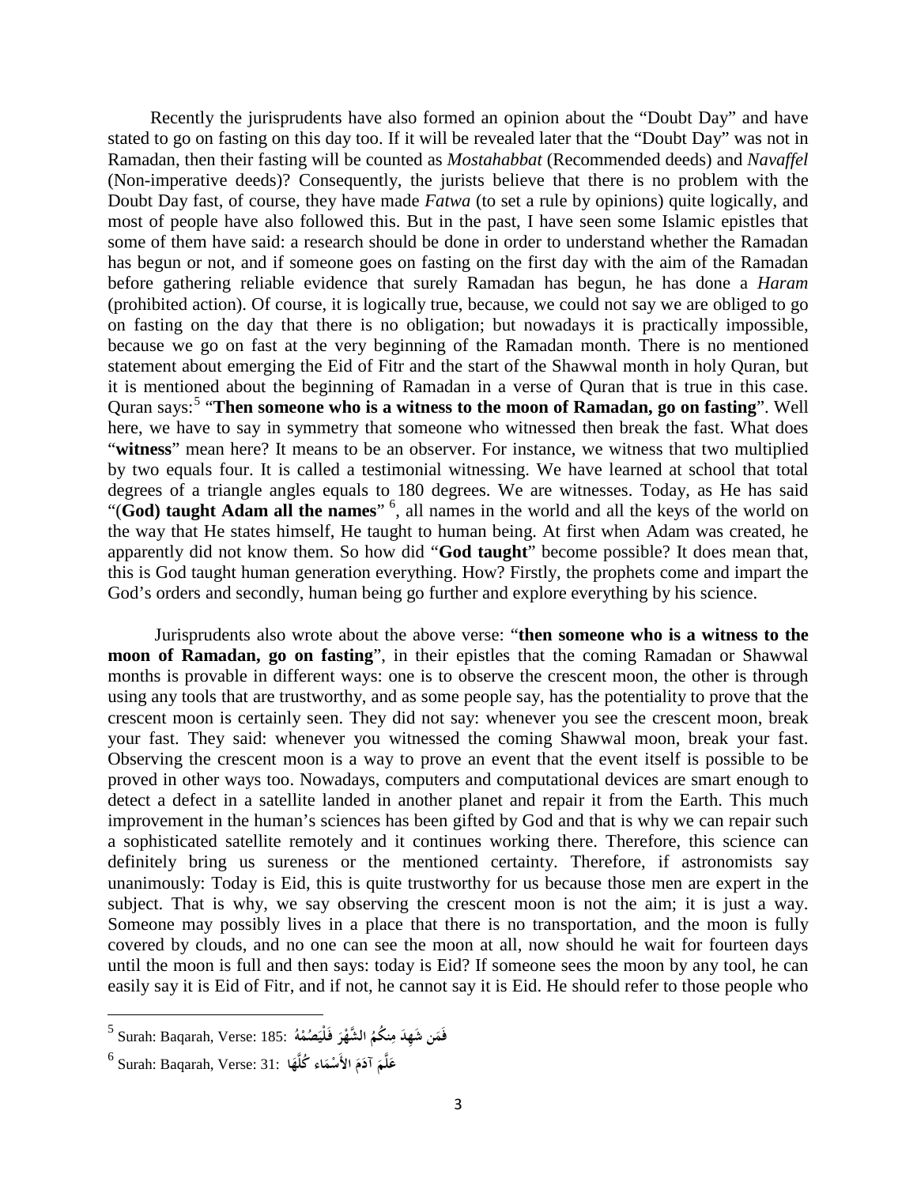Recently the jurisprudents have also formed an opinion about the "Doubt Day" and have stated to go on fasting on this day too. If it will be revealed later that the "Doubt Day" was not in Ramadan, then their fasting will be counted as *Mostahabbat* (Recommended deeds) and *Navaffel* (Non-imperative deeds)? Consequently, the jurists believe that there is no problem with the Doubt Day fast, of course, they have made *Fatwa* (to set a rule by opinions) quite logically, and most of people have also followed this. But in the past, I have seen some Islamic epistles that some of them have said: a research should be done in order to understand whether the Ramadan has begun or not, and if someone goes on fasting on the first day with the aim of the Ramadan before gathering reliable evidence that surely Ramadan has begun, he has done a *Haram* (prohibited action). Of course, it is logically true, because, we could not say we are obliged to go on fasting on the day that there is no obligation; but nowadays it is practically impossible, because we go on fast at the very beginning of the Ramadan month. There is no mentioned statement about emerging the Eid of Fitr and the start of the Shawwal month in holy Quran, but it is mentioned about the beginning of Ramadan in a verse of Quran that is true in this case. Quran says:[5] "**Then someone who is a witness to the moon of Ramadan, go on fasting**". Well here, we have to say in symmetry that someone who witnessed then break the fast. What does "**witness**" mean here? It means to be an observer. For instance, we witness that two multiplied by two equals four. It is called a testimonial witnessing. We have learned at school that total degrees of a triangle angles equals to 180 degrees. We are witnesses. Today, as He has said "(**God) taught Adam all the names**" [6], all names in the world and all the keys of the world on the way that He states himself, He taught to human being. At first when Adam was created, he apparently did not know them. So how did "**God taught**" become possible? It does mean that, this is God taught human generation everything. How? Firstly, the prophets come and impart the God's orders and secondly, human being go further and explore everything by his science.

Jurisprudents also wrote about the above verse: "**then someone who is a witness to the moon of Ramadan, go on fasting**", in their epistles that the coming Ramadan or Shawwal months is provable in different ways: one is to observe the crescent moon, the other is through using any tools that are trustworthy, and as some people say, has the potentiality to prove that the crescent moon is certainly seen. They did not say: whenever you see the crescent moon, break your fast. They said: whenever you witnessed the coming Shawwal moon, break your fast. Observing the crescent moon is a way to prove an event that the event itself is possible to be proved in other ways too. Nowadays, computers and computational devices are smart enough to detect a defect in a satellite landed in another planet and repair it from the Earth. This much improvement in the human's sciences has been gifted by God and that is why we can repair such a sophisticated satellite remotely and it continues working there. Therefore, this science can definitely bring us sureness or the mentioned certainty. Therefore, if astronomists say unanimously: Today is Eid, this is quite trustworthy for us because those men are expert in the subject. That is why, we say observing the crescent moon is not the aim; it is just a way. Someone may possibly lives in a place that there is no transportation, and the moon is fully covered by clouds, and no one can see the moon at all, now should he wait for fourteen days until the moon is full and then says: today is Eid? If someone sees the moon by any tool, he can easily say it is Eid of Fitr, and if not, he cannot say it is Eid. He should refer to those people who

---

[5] Surah: Baqarah, Verse: 185: **فَمَن شَهِدَ مِنكُمُ الشَّهْرَ فَلْيَصُمْهُ**

[6] Surah: Baqarah, Verse: 31: **عَلَّمَ آدَمَ الأَسْمَاء كُلَّهَا**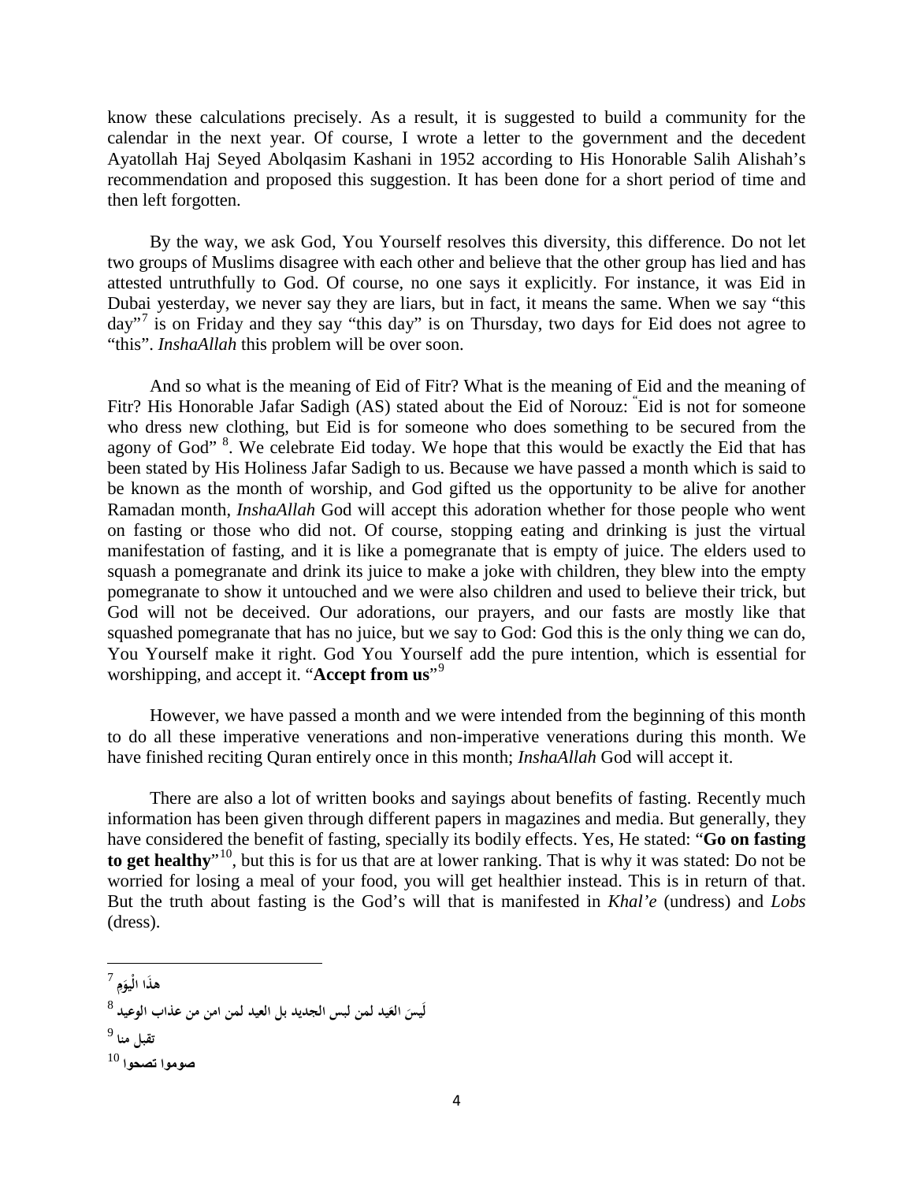know these calculations precisely. As a result, it is suggested to build a community for the calendar in the next year. Of course, I wrote a letter to the government and the decedent Ayatollah Haj Seyed Abolqasim Kashani in 1952 according to His Honorable Salih Alishah's recommendation and proposed this suggestion. It has been done for a short period of time and then left forgotten.

By the way, we ask God, You Yourself resolves this diversity, this difference. Do not let two groups of Muslims disagree with each other and believe that the other group has lied and has attested untruthfully to God. Of course, no one says it explicitly. For instance, it was Eid in Dubai yesterday, we never say they are liars, but in fact, it means the same. When we say "this day"[7] is on Friday and they say "this day" is on Thursday, two days for Eid does not agree to "this". *InshaAllah* this problem will be over soon.

And so what is the meaning of Eid of Fitr? What is the meaning of Eid and the meaning of Fitr? His Honorable Jafar Sadigh (AS) stated about the Eid of Norouz: "Eid is not for someone who dress new clothing, but Eid is for someone who does something to be secured from the agony of God" [8]. We celebrate Eid today. We hope that this would be exactly the Eid that has been stated by His Holiness Jafar Sadigh to us. Because we have passed a month which is said to be known as the month of worship, and God gifted us the opportunity to be alive for another Ramadan month, *InshaAllah* God will accept this adoration whether for those people who went on fasting or those who did not. Of course, stopping eating and drinking is just the virtual manifestation of fasting, and it is like a pomegranate that is empty of juice. The elders used to squash a pomegranate and drink its juice to make a joke with children, they blew into the empty pomegranate to show it untouched and we were also children and used to believe their trick, but God will not be deceived. Our adorations, our prayers, and our fasts are mostly like that squashed pomegranate that has no juice, but we say to God: God this is the only thing we can do, You Yourself make it right. God You Yourself add the pure intention, which is essential for worshipping, and accept it. "**Accept from us**"[9]

However, we have passed a month and we were intended from the beginning of this month to do all these imperative venerations and non-imperative venerations during this month. We have finished reciting Quran entirely once in this month; *InshaAllah* God will accept it.

There are also a lot of written books and sayings about benefits of fasting. Recently much information has been given through different papers in magazines and media. But generally, they have considered the benefit of fasting, specially its bodily effects. Yes, He stated: "**Go on fasting to get healthy**"[10], but this is for us that are at lower ranking. That is why it was stated: Do not be worried for losing a meal of your food, you will get healthier instead. This is in return of that. But the truth about fasting is the God's will that is manifested in *Khal'e* (undress) and *Lobs* (dress).

---

[7] هذَا الْيَوم

[8] لَيسَ العَيد لمن لبس الجديد بل العيد لمن امن من عذاب الوعيد

[9] تقبل منا

[10] صوموا تصحوا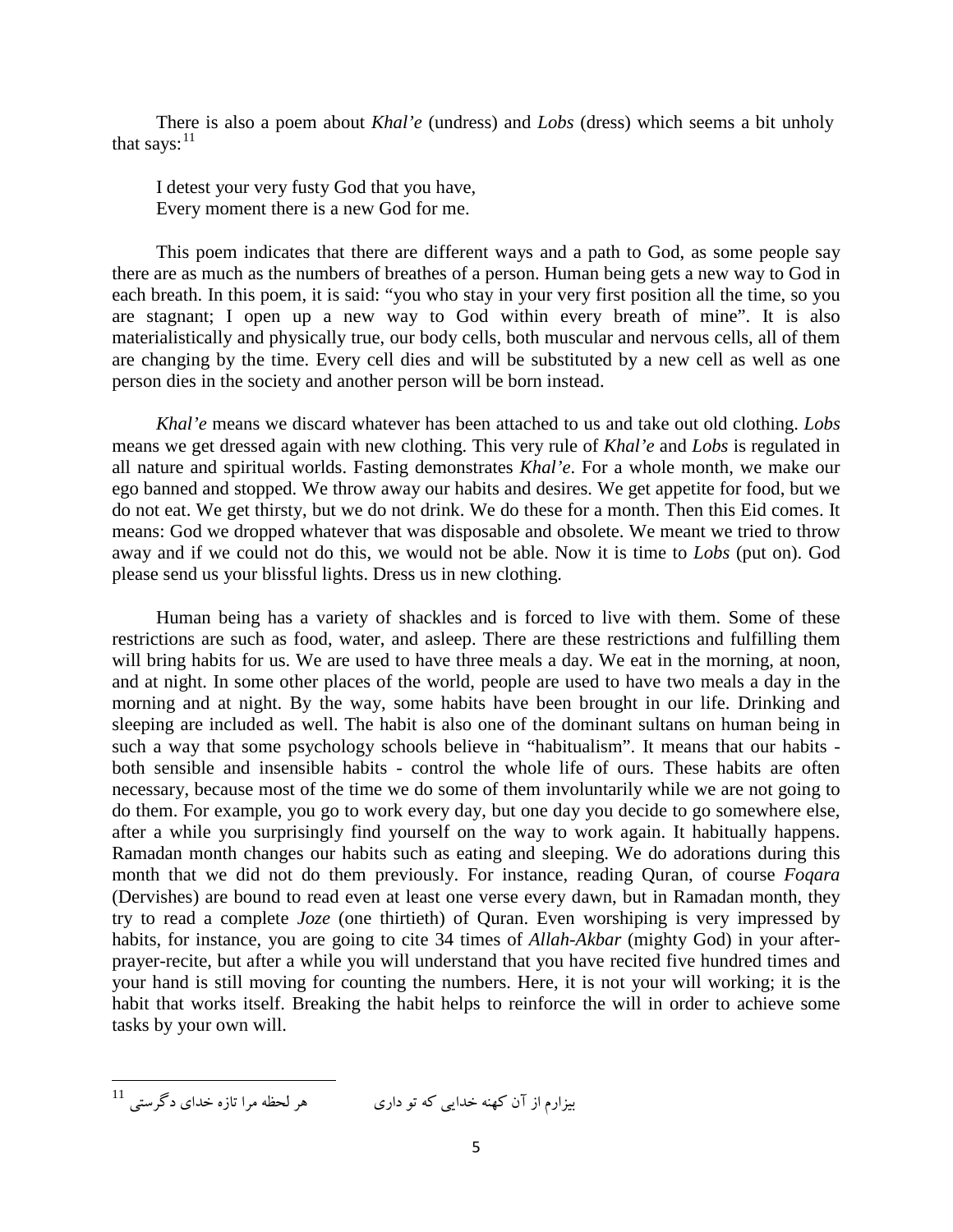There is also a poem about *Khal'e* (undress) and *Lobs* (dress) which seems a bit unholy that says:[11]

> I detest your very fusty God that you have,
> Every moment there is a new God for me.

This poem indicates that there are different ways and a path to God, as some people say there are as much as the numbers of breathes of a person. Human being gets a new way to God in each breath. In this poem, it is said: "you who stay in your very first position all the time, so you are stagnant; I open up a new way to God within every breath of mine". It is also materialistically and physically true, our body cells, both muscular and nervous cells, all of them are changing by the time. Every cell dies and will be substituted by a new cell as well as one person dies in the society and another person will be born instead.

*Khal'e* means we discard whatever has been attached to us and take out old clothing. *Lobs* means we get dressed again with new clothing. This very rule of *Khal'e* and *Lobs* is regulated in all nature and spiritual worlds. Fasting demonstrates *Khal'e*. For a whole month, we make our ego banned and stopped. We throw away our habits and desires. We get appetite for food, but we do not eat. We get thirsty, but we do not drink. We do these for a month. Then this Eid comes. It means: God we dropped whatever that was disposable and obsolete. We meant we tried to throw away and if we could not do this, we would not be able. Now it is time to *Lobs* (put on). God please send us your blissful lights. Dress us in new clothing.

Human being has a variety of shackles and is forced to live with them. Some of these restrictions are such as food, water, and asleep. There are these restrictions and fulfilling them will bring habits for us. We are used to have three meals a day. We eat in the morning, at noon, and at night. In some other places of the world, people are used to have two meals a day in the morning and at night. By the way, some habits have been brought in our life. Drinking and sleeping are included as well. The habit is also one of the dominant sultans on human being in such a way that some psychology schools believe in "habitualism". It means that our habits - both sensible and insensible habits - control the whole life of ours. These habits are often necessary, because most of the time we do some of them involuntarily while we are not going to do them. For example, you go to work every day, but one day you decide to go somewhere else, after a while you surprisingly find yourself on the way to work again. It habitually happens. Ramadan month changes our habits such as eating and sleeping. We do adorations during this month that we did not do them previously. For instance, reading Quran, of course *Foqara* (Dervishes) are bound to read even at least one verse every dawn, but in Ramadan month, they try to read a complete *Joze* (one thirtieth) of Quran. Even worshiping is very impressed by habits, for instance, you are going to cite 34 times of *Allah-Akbar* (mighty God) in your after-prayer-recite, but after a while you will understand that you have recited five hundred times and your hand is still moving for counting the numbers. Here, it is not your will working; it is the habit that works itself. Breaking the habit helps to reinforce the will in order to achieve some tasks by your own will.

---

[11] بیزارم از آن کهنه خدایی که تو داری          هر لحظه مرا تازه خدای دگرستی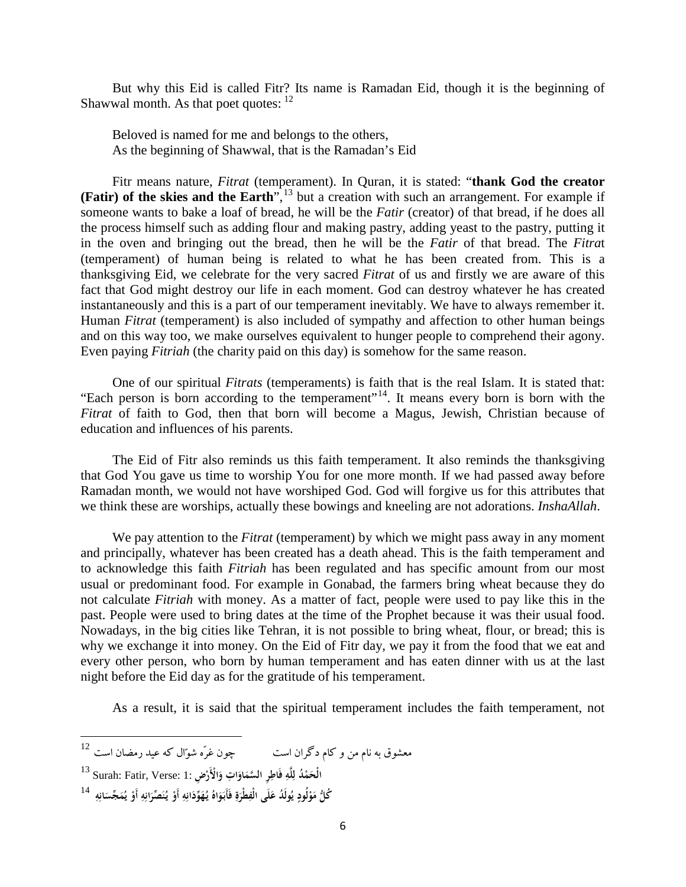But why this Eid is called Fitr? Its name is Ramadan Eid, though it is the beginning of Shawwal month. As that poet quotes: [12]

Beloved is named for me and belongs to the others,  
As the beginning of Shawwal, that is the Ramadan's Eid

Fitr means nature, *Fitrat* (temperament). In Quran, it is stated: "**thank God the creator (Fatir) of the skies and the Earth**",[13] but a creation with such an arrangement. For example if someone wants to bake a loaf of bread, he will be the *Fatir* (creator) of that bread, if he does all the process himself such as adding flour and making pastry, adding yeast to the pastry, putting it in the oven and bringing out the bread, then he will be the *Fatir* of that bread. The *Fitra*t (temperament) of human being is related to what he has been created from. This is a thanksgiving Eid, we celebrate for the very sacred *Fitrat* of us and firstly we are aware of this fact that God might destroy our life in each moment. God can destroy whatever he has created instantaneously and this is a part of our temperament inevitably. We have to always remember it. Human *Fitrat* (temperament) is also included of sympathy and affection to other human beings and on this way too, we make ourselves equivalent to hunger people to comprehend their agony. Even paying *Fitriah* (the charity paid on this day) is somehow for the same reason.

One of our spiritual *Fitrats* (temperaments) is faith that is the real Islam. It is stated that: "Each person is born according to the temperament"[14]. It means every born is born with the *Fitrat* of faith to God, then that born will become a Magus, Jewish, Christian because of education and influences of his parents.

The Eid of Fitr also reminds us this faith temperament. It also reminds the thanksgiving that God You gave us time to worship You for one more month. If we had passed away before Ramadan month, we would not have worshiped God. God will forgive us for this attributes that we think these are worships, actually these bowings and kneeling are not adorations. *InshaAllah*.

We pay attention to the *Fitrat* (temperament) by which we might pass away in any moment and principally, whatever has been created has a death ahead. This is the faith temperament and to acknowledge this faith *Fitriah* has been regulated and has specific amount from our most usual or predominant food. For example in Gonabad, the farmers bring wheat because they do not calculate *Fitriah* with money. As a matter of fact, people were used to pay like this in the past. People were used to bring dates at the time of the Prophet because it was their usual food. Nowadays, in the big cities like Tehran, it is not possible to bring wheat, flour, or bread; this is why we exchange it into money. On the Eid of Fitr day, we pay it from the food that we eat and every other person, who born by human temperament and has eaten dinner with us at the last night before the Eid day as for the gratitude of his temperament.

As a result, it is said that the spiritual temperament includes the faith temperament, not

---

[12] معشوق به نام من و کام دگران است          چون غرّه شوّال که عید رمضان است

[13] Surah: Fatir, Verse: 1: الْحَمْدُ لِلَّهِ فَاطِرِ السَّمَاوَاتِ وَالْأَرْضِ

[14] كُلُّ مَوْلُودٍ يُولَدُ عَلَى الْفِطْرَةِ فَأَبَوَاهُ يُهَوِّدَانِهِ أَوْ يُنَصِّرَانِهِ أَوْ يُمَجِّسَانِهِ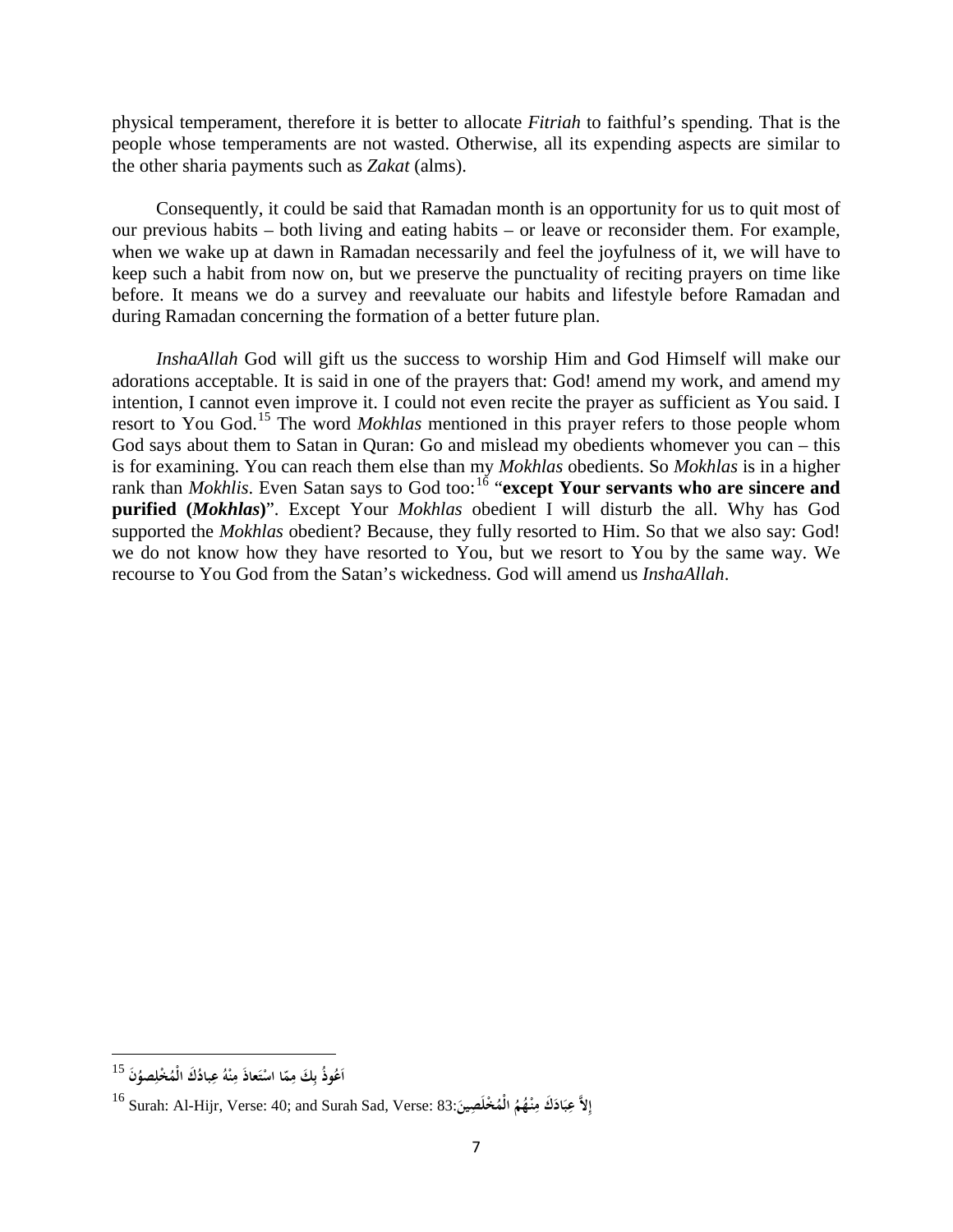physical temperament, therefore it is better to allocate *Fitriah* to faithful's spending. That is the people whose temperaments are not wasted. Otherwise, all its expending aspects are similar to the other sharia payments such as *Zakat* (alms).

Consequently, it could be said that Ramadan month is an opportunity for us to quit most of our previous habits – both living and eating habits – or leave or reconsider them. For example, when we wake up at dawn in Ramadan necessarily and feel the joyfulness of it, we will have to keep such a habit from now on, but we preserve the punctuality of reciting prayers on time like before. It means we do a survey and reevaluate our habits and lifestyle before Ramadan and during Ramadan concerning the formation of a better future plan.

*InshaAllah* God will gift us the success to worship Him and God Himself will make our adorations acceptable. It is said in one of the prayers that: God! amend my work, and amend my intention, I cannot even improve it. I could not even recite the prayer as sufficient as You said. I resort to You God.[15] The word *Mokhlas* mentioned in this prayer refers to those people whom God says about them to Satan in Quran: Go and mislead my obedients whomever you can – this is for examining. You can reach them else than my *Mokhlas* obedients. So *Mokhlas* is in a higher rank than *Mokhlis*. Even Satan says to God too:[16] "**except Your servants who are sincere and purified (*Mokhlas*)**". Except Your *Mokhlas* obedient I will disturb the all. Why has God supported the *Mokhlas* obedient? Because, they fully resorted to Him. So that we also say: God! we do not know how they have resorted to You, but we resort to You by the same way. We recourse to You God from the Satan's wickedness. God will amend us *InshaAllah*.

---

[15] اَعُوذُ بِكَ مِمّا اسْتَعاذَ مِنْهُ عِبادُكَ الْمُخْلِصُونَ

[16] Surah: Al-Hijr, Verse: 40; and Surah Sad, Verse: 83: إِلاَّ عِبَادَكَ مِنْهُمُ الْمُخْلَصِينَ